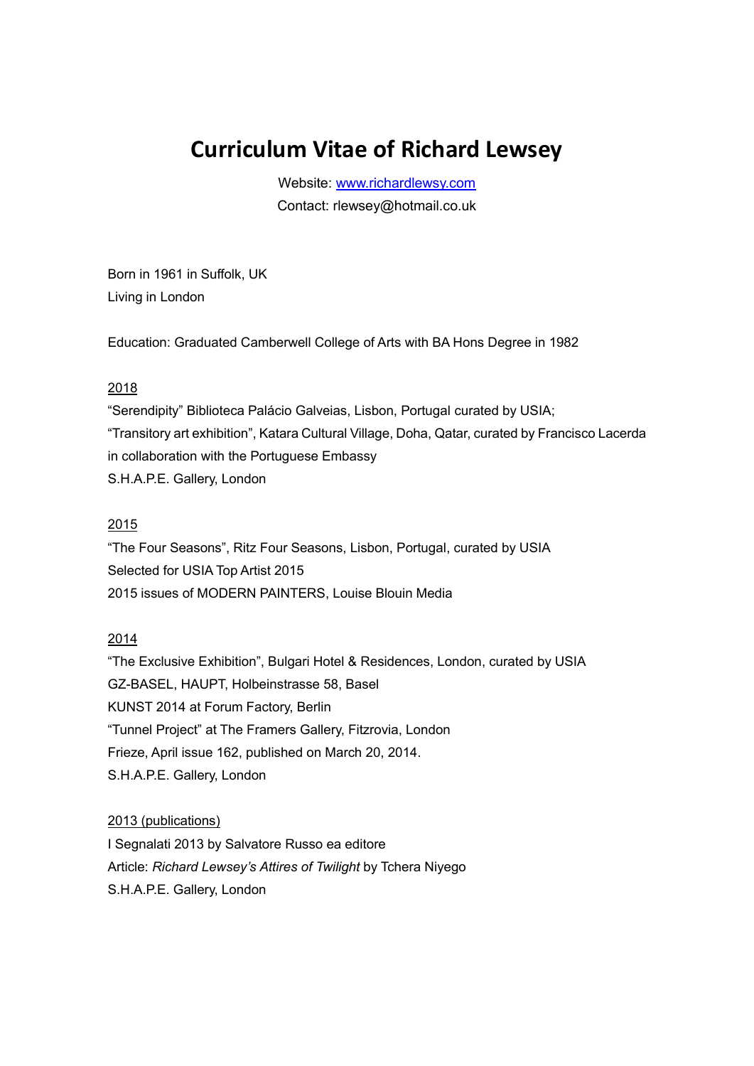# Curriculum Vitae of Richard Lewsey

Website: [www.richardlewsy.com](www.richardlewsy.com)

Contact: rlewsey@hotmail.co.uk

Born in 1961 in Suffolk, UK

Living in London

Education: Graduated Camberwell College of Arts with BA Hons Degree in 1982

2018

"Serendipity" Biblioteca Palácio Galveias, Lisbon, Portugal curated by USIA;

"Transitory art exhibition", Katara Cultural Village, Doha, Qatar, curated by Francisco Lacerda in collaboration with the Portuguese Embassy

S.H.A.P.E. Gallery, London

2015

"The Four Seasons", Ritz Four Seasons, Lisbon, Portugal, curated by USIA

Selected for USIA Top Artist 2015

2015 issues of MODERN PAINTERS, Louise Blouin Media

2014

"The Exclusive Exhibition", Bulgari Hotel & Residences, London, curated by USIA

GZ-BASEL, HAUPT, Holbeinstrasse 58, Basel

KUNST 2014 at Forum Factory, Berlin

"Tunnel Project" at The Framers Gallery, Fitzrovia, London

Frieze, April issue 162, published on March 20, 2014.

S.H.A.P.E. Gallery, London

2013 (publications)

I Segnalati 2013 by Salvatore Russo ea editore

Article: *Richard Lewsey's Attires of Twilight* by Tchera Niyego

S.H.A.P.E. Gallery, London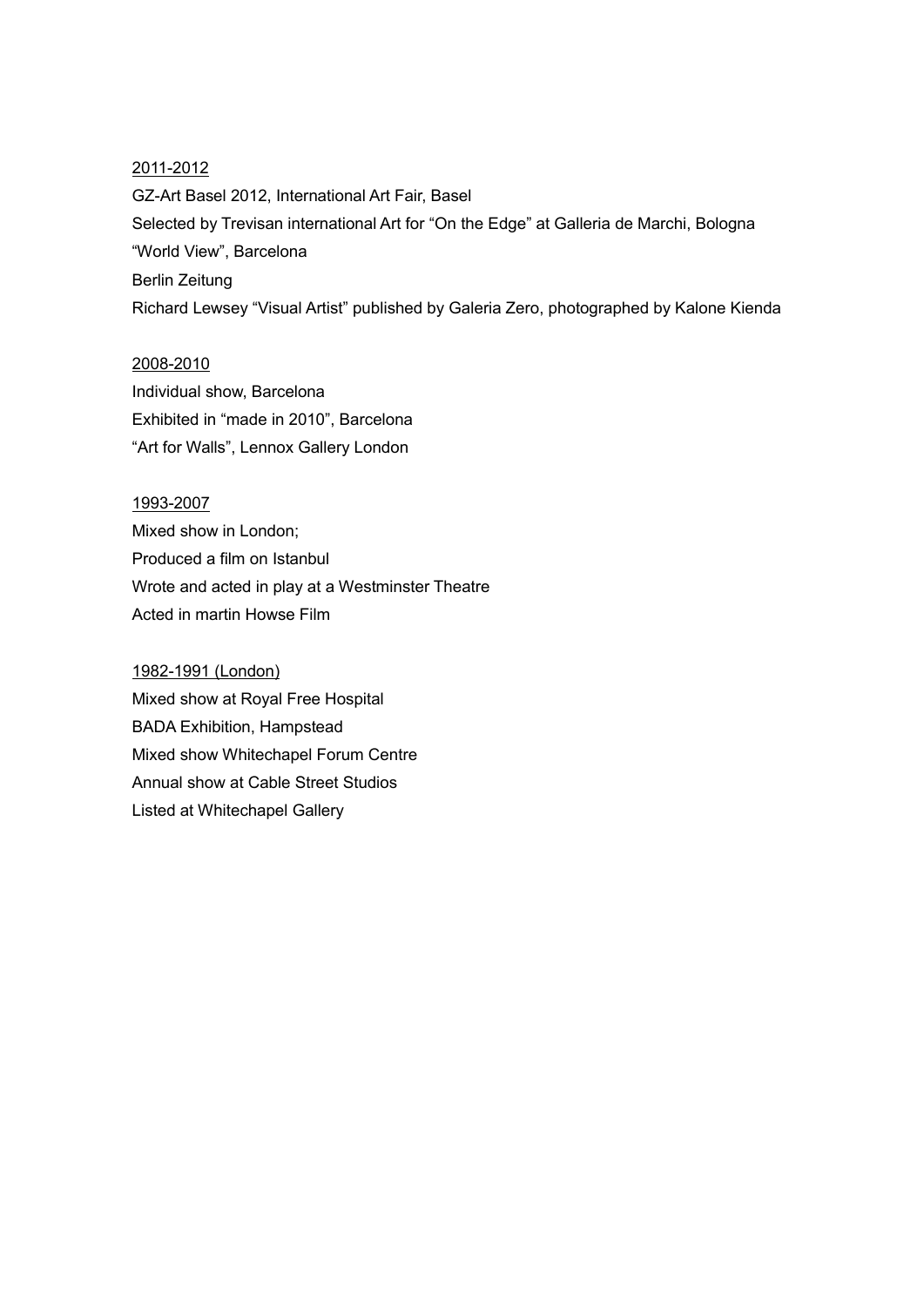<u>2011-2012</u>

GZ-Art Basel 2012, International Art Fair, Basel

Selected by Trevisan international Art for “On the Edge” at Galleria de Marchi, Bologna

“World View”, Barcelona

Berlin Zeitung

Richard Lewsey “Visual Artist” published by Galeria Zero, photographed by Kalone Kienda

<u>2008-2010</u>

Individual show, Barcelona

Exhibited in “made in 2010”, Barcelona

“Art for Walls”, Lennox Gallery London

<u>1993-2007</u>

Mixed show in London;

Produced a film on Istanbul

Wrote and acted in play at a Westminster Theatre

Acted in martin Howse Film

<u>1982-1991 (London)</u>

Mixed show at Royal Free Hospital

BADA Exhibition, Hampstead

Mixed show Whitechapel Forum Centre

Annual show at Cable Street Studios

Listed at Whitechapel Gallery